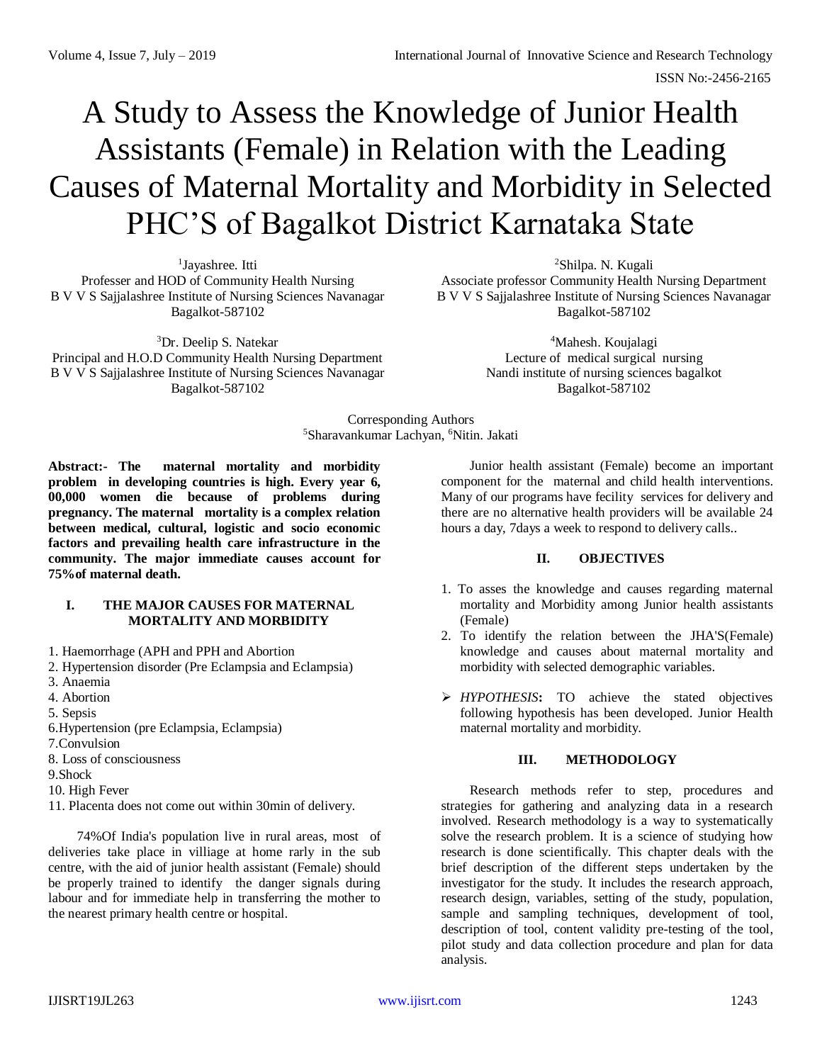# A Study to Assess the Knowledge of Junior Health Assistants (Female) in Relation with the Leading Causes of Maternal Mortality and Morbidity in Selected PHC'S of Bagalkot District Karnataka State

[1]Jayashree. Itti
Professer and HOD of Community Health Nursing
B V V S Sajjalashree Institute of Nursing Sciences Navanagar
Bagalkot-587102

[2]Shilpa. N. Kugali
Associate professor Community Health Nursing Department
B V V S Sajjalashree Institute of Nursing Sciences Navanagar
Bagalkot-587102

[3]Dr. Deelip S. Natekar
Principal and H.O.D Community Health Nursing Department
B V V S Sajjalashree Institute of Nursing Sciences Navanagar
Bagalkot-587102

[4]Mahesh. Koujalagi
Lecture of medical surgical nursing
Nandi institute of nursing sciences bagalkot
Bagalkot-587102

Corresponding Authors
[5]Sharavankumar Lachyan, [6]Nitin. Jakati

**Abstract:- The maternal mortality and morbidity problem in developing countries is high. Every year 6, 00,000 women die because of problems during pregnancy. The maternal mortality is a complex relation between medical, cultural, logistic and socio economic factors and prevailing health care infrastructure in the community. The major immediate causes account for 75%of maternal death.**

## I. THE MAJOR CAUSES FOR MATERNAL MORTALITY AND MORBIDITY

1. Haemorrhage (APH and PPH and Abortion
2. Hypertension disorder (Pre Eclampsia and Eclampsia)
3. Anaemia
4. Abortion
5. Sepsis
6. Hypertension (pre Eclampsia, Eclampsia)
7. Convulsion
8. Loss of consciousness
9. Shock
10. High Fever
11. Placenta does not come out within 30min of delivery.

74%Of India's population live in rural areas, most of deliveries take place in villiage at home rarly in the sub centre, with the aid of junior health assistant (Female) should be properly trained to identify the danger signals during labour and for immediate help in transferring the mother to the nearest primary health centre or hospital.

Junior health assistant (Female) become an important component for the maternal and child health interventions. Many of our programs have fecility services for delivery and there are no alternative health providers will be available 24 hours a day, 7days a week to respond to delivery calls..

## II. OBJECTIVES

1. To asses the knowledge and causes regarding maternal mortality and Morbidity among Junior health assistants (Female)
2. To identify the relation between the JHA'S(Female) knowledge and causes about maternal mortality and morbidity with selected demographic variables.

- *HYPOTHESIS***:** TO achieve the stated objectives following hypothesis has been developed. Junior Health maternal mortality and morbidity.

## III. METHODOLOGY

Research methods refer to step, procedures and strategies for gathering and analyzing data in a research involved. Research methodology is a way to systematically solve the research problem. It is a science of studying how research is done scientifically. This chapter deals with the brief description of the different steps undertaken by the investigator for the study. It includes the research approach, research design, variables, setting of the study, population, sample and sampling techniques, development of tool, description of tool, content validity pre-testing of the tool, pilot study and data collection procedure and plan for data analysis.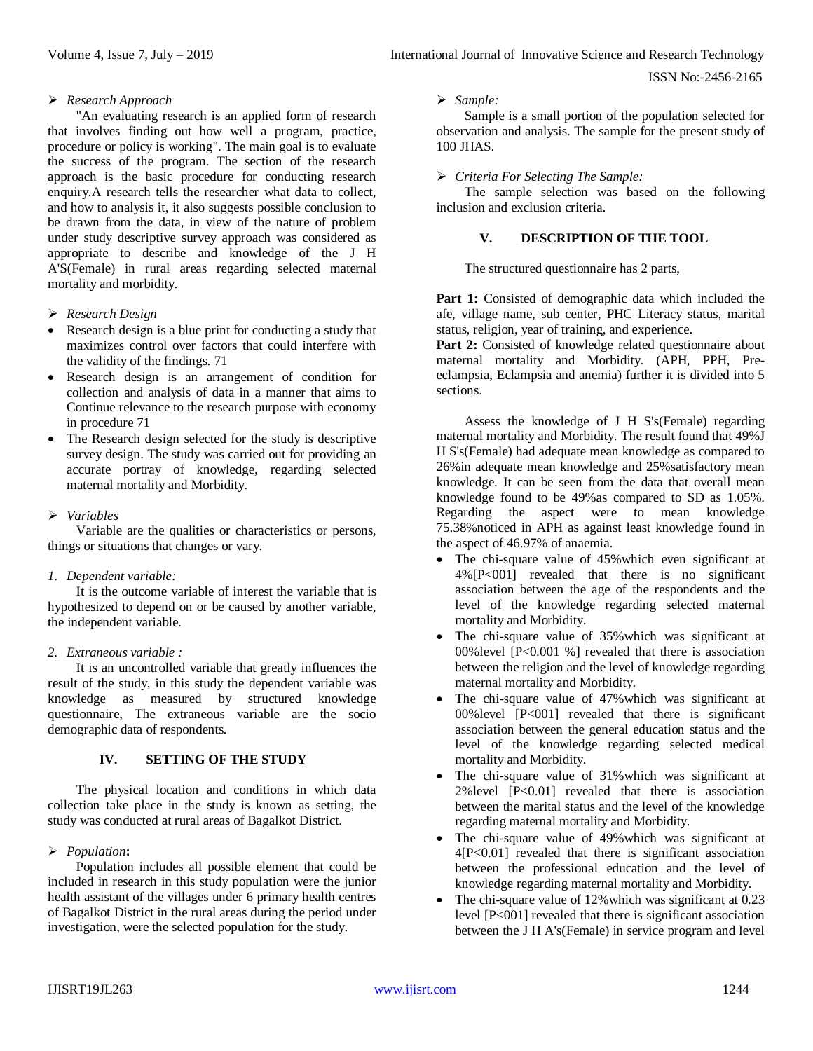> *Research Approach*

"An evaluating research is an applied form of research that involves finding out how well a program, practice, procedure or policy is working". The main goal is to evaluate the success of the program. The section of the research approach is the basic procedure for conducting research enquiry.A research tells the researcher what data to collect, and how to analysis it, it also suggests possible conclusion to be drawn from the data, in view of the nature of problem under study descriptive survey approach was considered as appropriate to describe and knowledge of the J H A'S(Female) in rural areas regarding selected maternal mortality and morbidity.

> *Research Design*

- Research design is a blue print for conducting a study that maximizes control over factors that could interfere with the validity of the findings. 71
- Research design is an arrangement of condition for collection and analysis of data in a manner that aims to Continue relevance to the research purpose with economy in procedure 71
- The Research design selected for the study is descriptive survey design. The study was carried out for providing an accurate portray of knowledge, regarding selected maternal mortality and Morbidity.

> *Variables*

Variable are the qualities or characteristics or persons, things or situations that changes or vary.

1. *Dependent variable:*

It is the outcome variable of interest the variable that is hypothesized to depend on or be caused by another variable, the independent variable.

2. *Extraneous variable :*

It is an uncontrolled variable that greatly influences the result of the study, in this study the dependent variable was knowledge as measured by structured knowledge questionnaire, The extraneous variable are the socio demographic data of respondents.

## IV. SETTING OF THE STUDY

The physical location and conditions in which data collection take place in the study is known as setting, the study was conducted at rural areas of Bagalkot District.

> *Population***:**

Population includes all possible element that could be included in research in this study population were the junior health assistant of the villages under 6 primary health centres of Bagalkot District in the rural areas during the period under investigation, were the selected population for the study.

> *Sample:*

Sample is a small portion of the population selected for observation and analysis. The sample for the present study of 100 JHAS.

> *Criteria For Selecting The Sample:*

The sample selection was based on the following inclusion and exclusion criteria.

## V. DESCRIPTION OF THE TOOL

The structured questionnaire has 2 parts,

**Part 1:** Consisted of demographic data which included the afe, village name, sub center, PHC Literacy status, marital status, religion, year of training, and experience.

**Part 2:** Consisted of knowledge related questionnaire about maternal mortality and Morbidity. (APH, PPH, Pre-eclampsia, Eclampsia and anemia) further it is divided into 5 sections.

Assess the knowledge of J H S's(Female) regarding maternal mortality and Morbidity. The result found that 49%J H S's(Female) had adequate mean knowledge as compared to 26%in adequate mean knowledge and 25%satisfactory mean knowledge. It can be seen from the data that overall mean knowledge found to be 49%as compared to SD as 1.05%. Regarding the aspect were to mean knowledge 75.38%noticed in APH as against least knowledge found in the aspect of 46.97% of anaemia.

- The chi-square value of 45%which even significant at 4%[P<001] revealed that there is no significant association between the age of the respondents and the level of the knowledge regarding selected maternal mortality and Morbidity.
- The chi-square value of 35%which was significant at 00%level [P<0.001 %] revealed that there is association between the religion and the level of knowledge regarding maternal mortality and Morbidity.
- The chi-square value of 47%which was significant at 00%level [P<001] revealed that there is significant association between the general education status and the level of the knowledge regarding selected medical mortality and Morbidity.
- The chi-square value of 31%which was significant at 2%level [P<0.01] revealed that there is association between the marital status and the level of the knowledge regarding maternal mortality and Morbidity.
- The chi-square value of 49%which was significant at 4[P<0.01] revealed that there is significant association between the professional education and the level of knowledge regarding maternal mortality and Morbidity.
- The chi-square value of 12%which was significant at 0.23 level [P<001] revealed that there is significant association between the J H A's(Female) in service program and level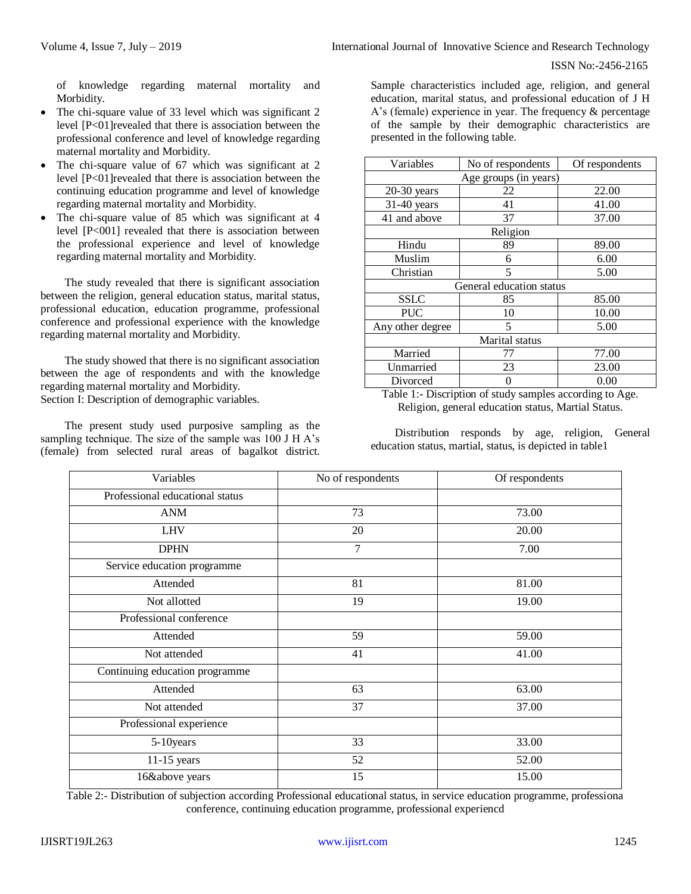of knowledge regarding maternal mortality and Morbidity.

- The chi-square value of 33 level which was significant 2 level [P<01]revealed that there is association between the professional conference and level of knowledge regarding maternal mortality and Morbidity.
- The chi-square value of 67 which was significant at 2 level [P<01]revealed that there is association between the continuing education programme and level of knowledge regarding maternal mortality and Morbidity.
- The chi-square value of 85 which was significant at 4 level [P<001] revealed that there is association between the professional experience and level of knowledge regarding maternal mortality and Morbidity.

The study revealed that there is significant association between the religion, general education status, marital status, professional education, education programme, professional conference and professional experience with the knowledge regarding maternal mortality and Morbidity.

The study showed that there is no significant association between the age of respondents and with the knowledge regarding maternal mortality and Morbidity.

Section I: Description of demographic variables.

The present study used purposive sampling as the sampling technique. The size of the sample was 100 J H A's (female) from selected rural areas of bagalkot district. Sample characteristics included age, religion, and general education, marital status, and professional education of J H A's (female) experience in year. The frequency & percentage of the sample by their demographic characteristics are presented in the following table.

| Variables | No of respondents | Of respondents |
|---|---|---|
| Age groups (in years) | | |
| 20-30 years | 22 | 22.00 |
| 31-40 years | 41 | 41.00 |
| 41 and above | 37 | 37.00 |
| Religion | | |
| Hindu | 89 | 89.00 |
| Muslim | 6 | 6.00 |
| Christian | 5 | 5.00 |
| General education status | | |
| SSLC | 85 | 85.00 |
| PUC | 10 | 10.00 |
| Any other degree | 5 | 5.00 |
| Marital status | | |
| Married | 77 | 77.00 |
| Unmarried | 23 | 23.00 |
| Divorced | 0 | 0.00 |

Table 1:- Discription of study samples according to Age. Religion, general education status, Martial Status.

Distribution responds by age, religion, General education status, martial, status, is depicted in table1

| Variables | No of respondents | Of respondents |
|---|---|---|
| Professional educational status | | |
| ANM | 73 | 73.00 |
| LHV | 20 | 20.00 |
| DPHN | 7 | 7.00 |
| Service education programme | | |
| Attended | 81 | 81.00 |
| Not allotted | 19 | 19.00 |
| Professional conference | | |
| Attended | 59 | 59.00 |
| Not attended | 41 | 41.00 |
| Continuing education programme | | |
| Attended | 63 | 63.00 |
| Not attended | 37 | 37.00 |
| Professional experience | | |
| 5-10years | 33 | 33.00 |
| 11-15 years | 52 | 52.00 |
| 16&above years | 15 | 15.00 |

Table 2:- Distribution of subjection according Professional educational status, in service education programme, professiona conference, continuing education programme, professional experiencd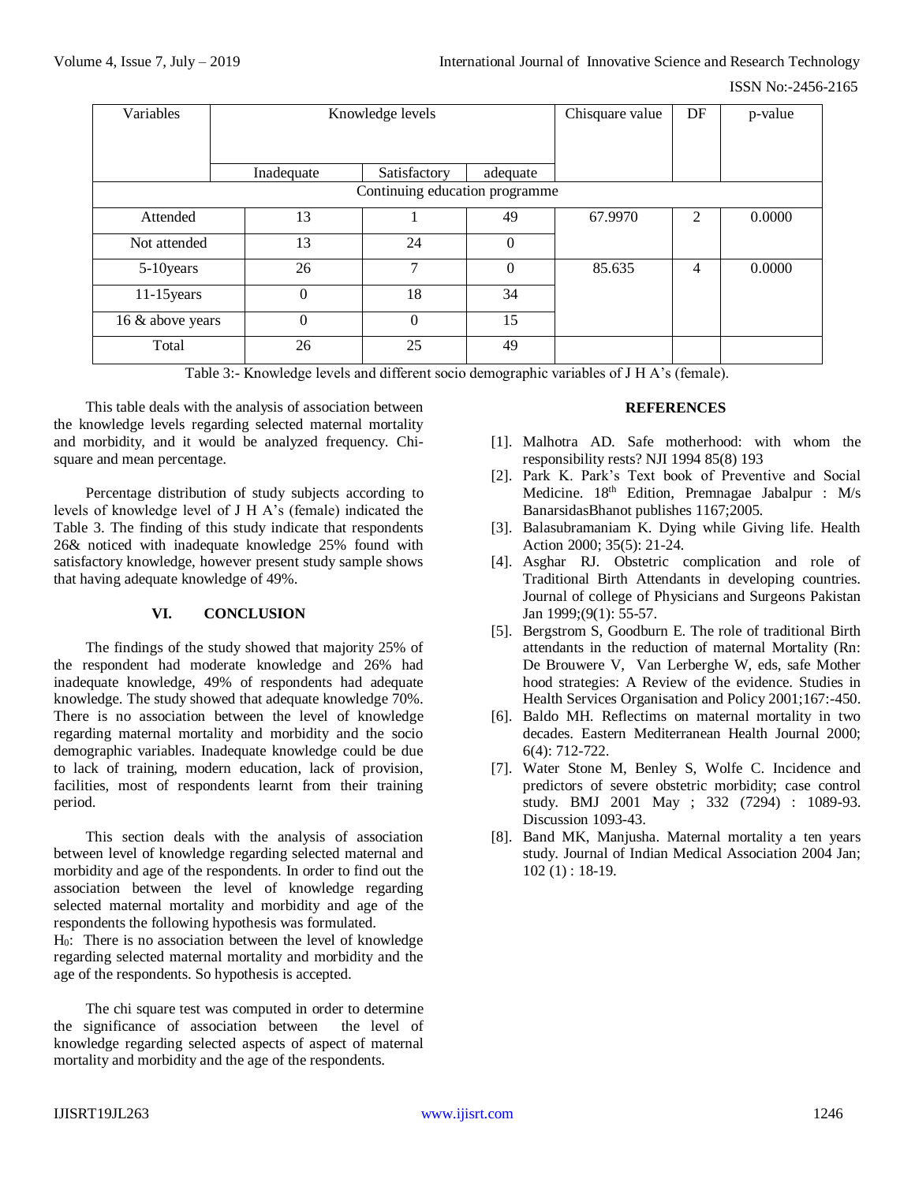| Variables | Knowledge levels | | | Chisquare value | DF | p-value |
|---|---|---|---|---|---|---|
| | Inadequate | Satisfactory | adequate | | | |
| Continuing education programme | | | | | | |
| Attended | 13 | 1 | 49 | 67.9970 | 2 | 0.0000 |
| Not attended | 13 | 24 | 0 | | | |
| 5-10years | 26 | 7 | 0 | 85.635 | 4 | 0.0000 |
| 11-15years | 0 | 18 | 34 | | | |
| 16 & above years | 0 | 0 | 15 | | | |
| Total | 26 | 25 | 49 | | | |

Table 3:- Knowledge levels and different socio demographic variables of J H A's (female).

This table deals with the analysis of association between the knowledge levels regarding selected maternal mortality and morbidity, and it would be analyzed frequency. Chi-square and mean percentage.

Percentage distribution of study subjects according to levels of knowledge level of J H A's (female) indicated the Table 3. The finding of this study indicate that respondents 26& noticed with inadequate knowledge 25% found with satisfactory knowledge, however present study sample shows that having adequate knowledge of 49%.

## VI. CONCLUSION

The findings of the study showed that majority 25% of the respondent had moderate knowledge and 26% had inadequate knowledge, 49% of respondents had adequate knowledge. The study showed that adequate knowledge 70%. There is no association between the level of knowledge regarding maternal mortality and morbidity and the socio demographic variables. Inadequate knowledge could be due to lack of training, modern education, lack of provision, facilities, most of respondents learnt from their training period.

This section deals with the analysis of association between level of knowledge regarding selected maternal and morbidity and age of the respondents. In order to find out the association between the level of knowledge regarding selected maternal mortality and morbidity and age of the respondents the following hypothesis was formulated.

$H_0$: There is no association between the level of knowledge regarding selected maternal mortality and morbidity and the age of the respondents. So hypothesis is accepted.

The chi square test was computed in order to determine the significance of association between the level of knowledge regarding selected aspects of aspect of maternal mortality and morbidity and the age of the respondents.

## REFERENCES

[1]. Malhotra AD. Safe motherhood: with whom the responsibility rests? NJI 1994 85(8) 193

[2]. Park K. Park's Text book of Preventive and Social Medicine. 18th Edition, Premnagae Jabalpur : M/s BanarsidasBhanot publishes 1167;2005.

[3]. Balasubramaniam K. Dying while Giving life. Health Action 2000; 35(5): 21-24.

[4]. Asghar RJ. Obstetric complication and role of Traditional Birth Attendants in developing countries. Journal of college of Physicians and Surgeons Pakistan Jan 1999;(9(1): 55-57.

[5]. Bergstrom S, Goodburn E. The role of traditional Birth attendants in the reduction of maternal Mortality (Rn: De Brouwere V, Van Lerberghe W, eds, safe Mother hood strategies: A Review of the evidence. Studies in Health Services Organisation and Policy 2001;167:-450.

[6]. Baldo MH. Reflectims on maternal mortality in two decades. Eastern Mediterranean Health Journal 2000; 6(4): 712-722.

[7]. Water Stone M, Benley S, Wolfe C. Incidence and predictors of severe obstetric morbidity; case control study. BMJ 2001 May ; 332 (7294) : 1089-93. Discussion 1093-43.

[8]. Band MK, Manjusha. Maternal mortality a ten years study. Journal of Indian Medical Association 2004 Jan; 102 (1) : 18-19.